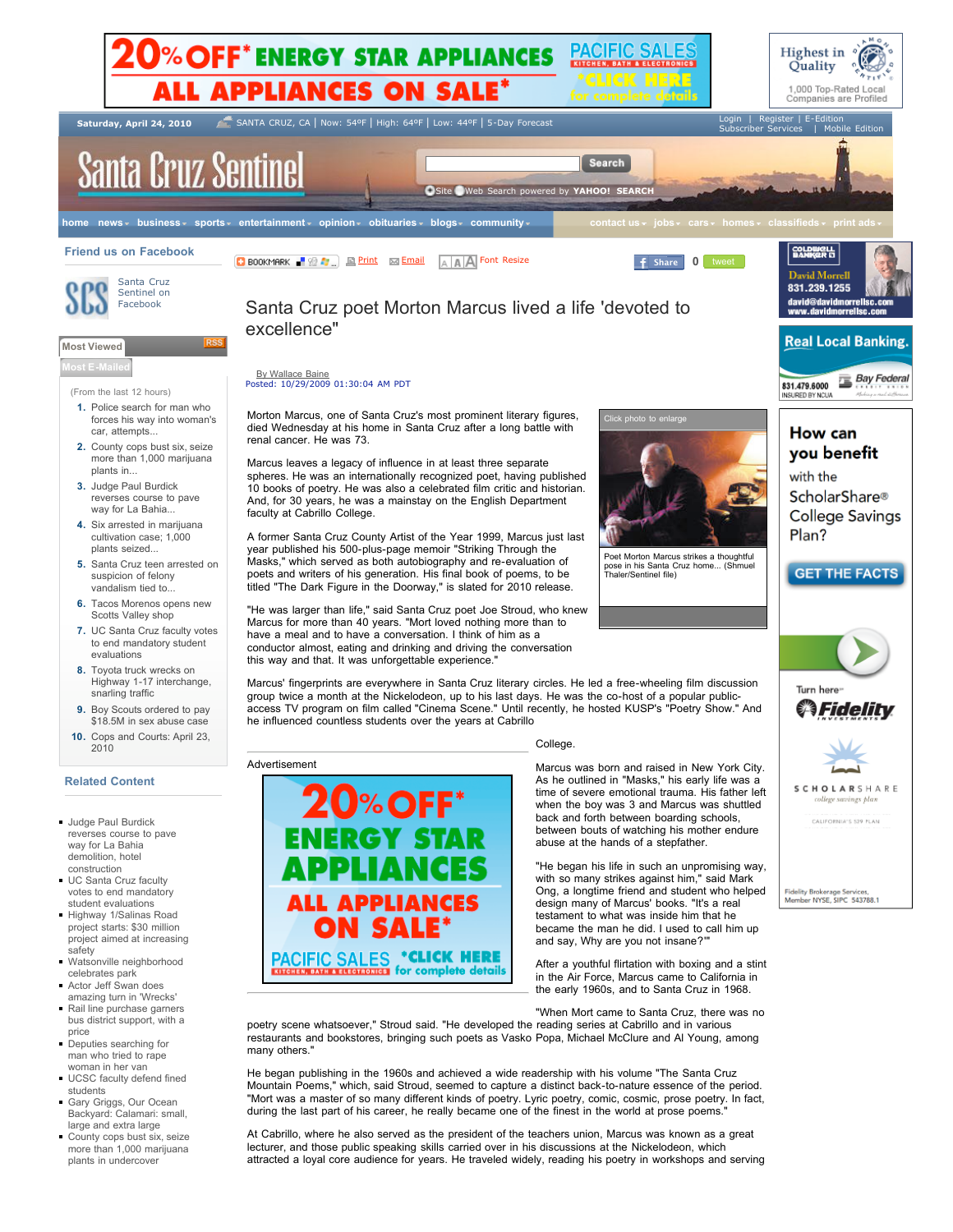# Santa Cruz poet Morton Marcus lived a life 'devoted to excellence"

By Wallace Baine
Posted: 10/29/2009 01:30:04 AM PDT

Morton Marcus, one of Santa Cruz's most prominent literary figures, died Wednesday at his home in Santa Cruz after a long battle with renal cancer. He was 73.

Marcus leaves a legacy of influence in at least three separate spheres. He was an internationally recognized poet, having published 10 books of poetry. He was also a celebrated film critic and historian. And, for 30 years, he was a mainstay on the English Department faculty at Cabrillo College.

A former Santa Cruz County Artist of the Year 1999, Marcus just last year published his 500-plus-page memoir "Striking Through the Masks," which served as both autobiography and re-evaluation of poets and writers of his generation. His final book of poems, to be titled "The Dark Figure in the Doorway," is slated for 2010 release.

Poet Morton Marcus strikes a thoughtful pose in his Santa Cruz home... (Shmuel Thaler/Sentinel file)

"He was larger than life," said Santa Cruz poet Joe Stroud, who knew Marcus for more than 40 years. "Mort loved nothing more than to have a meal and to have a conversation. I think of him as a conductor almost, eating and drinking and driving the conversation this way and that. It was unforgettable experience."

Marcus' fingerprints are everywhere in Santa Cruz literary circles. He led a free-wheeling film discussion group twice a month at the Nickelodeon, up to his last days. He was the co-host of a popular public-access TV program on film called "Cinema Scene." Until recently, he hosted KUSP's "Poetry Show." And he influenced countless students over the years at Cabrillo College.

Marcus was born and raised in New York City. As he outlined in "Masks," his early life was a time of severe emotional trauma. His father left when the boy was 3 and Marcus was shuttled back and forth between boarding schools, between bouts of watching his mother endure abuse at the hands of a stepfather.

"He began his life in such an unpromising way, with so many strikes against him," said Mark Ong, a longtime friend and student who helped design many of Marcus' books. "It's a real testament to what was inside him that he became the man he did. I used to call him up and say, Why are you not insane?'"

After a youthful flirtation with boxing and a stint in the Air Force, Marcus came to California in the early 1960s, and to Santa Cruz in 1968.

"When Mort came to Santa Cruz, there was no poetry scene whatsoever," Stroud said. "He developed the reading series at Cabrillo and in various restaurants and bookstores, bringing such poets as Vasko Popa, Michael McClure and Al Young, among many others."

He began publishing in the 1960s and achieved a wide readership with his volume "The Santa Cruz Mountain Poems," which, said Stroud, seemed to capture a distinct back-to-nature essence of the period. "Mort was a master of so many different kinds of poetry. Lyric poetry, comic, cosmic, prose poetry. In fact, during the last part of his career, he really became one of the finest in the world at prose poems."

At Cabrillo, where he also served as the president of the teachers union, Marcus was known as a great lecturer, and those public speaking skills carried over in his discussions at the Nickelodeon, which attracted a loyal core audience for years. He traveled widely, reading his poetry in workshops and serving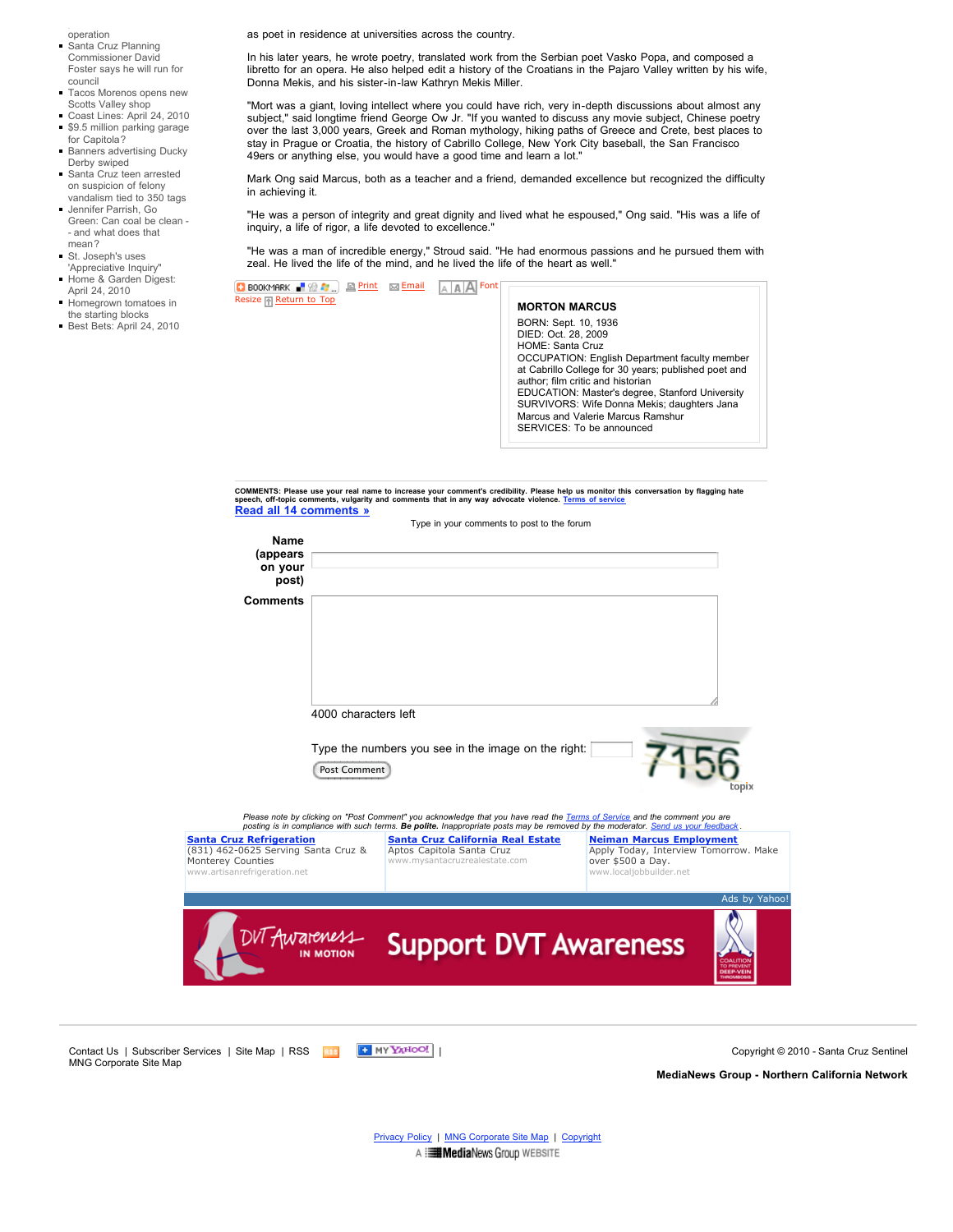- operation
- Santa Cruz Planning Commissioner David Foster says he will run for council
- Tacos Morenos opens new Scotts Valley shop
- Coast Lines: April 24, 2010
- $9.5 million parking garage for Capitola?
- Banners advertising Ducky Derby swiped
- Santa Cruz teen arrested on suspicion of felony vandalism tied to 350 tags
- Jennifer Parrish, Go Green: Can coal be clean -- and what does that mean?
- St. Joseph's uses 'Appreciative Inquiry'
- Home & Garden Digest: April 24, 2010
- Homegrown tomatoes in the starting blocks
- Best Bets: April 24, 2010

as poet in residence at universities across the country.

In his later years, he wrote poetry, translated work from the Serbian poet Vasko Popa, and composed a libretto for an opera. He also helped edit a history of the Croatians in the Pajaro Valley written by his wife, Donna Mekis, and his sister-in-law Kathryn Mekis Miller.

"Mort was a giant, loving intellect where you could have rich, very in-depth discussions about almost any subject," said longtime friend George Ow Jr. "If you wanted to discuss any movie subject, Chinese poetry over the last 3,000 years, Greek and Roman mythology, hiking paths of Greece and Crete, best places to stay in Prague or Croatia, the history of Cabrillo College, New York City baseball, the San Francisco 49ers or anything else, you would have a good time and learn a lot."

Mark Ong said Marcus, both as a teacher and a friend, demanded excellence but recognized the difficulty in achieving it.

"He was a person of integrity and great dignity and lived what he espoused," Ong said. "His was a life of inquiry, a life of rigor, a life devoted to excellence."

"He was a man of incredible energy," Stroud said. "He had enormous passions and he pursued them with zeal. He lived the life of the mind, and he lived the life of the heart as well."

BOOKMARK | Print | Email | Font Resize | Return to Top

**MORTON MARCUS**
BORN: Sept. 10, 1936
DIED: Oct. 28, 2009
HOME: Santa Cruz
OCCUPATION: English Department faculty member at Cabrillo College for 30 years; published poet and author; film critic and historian
EDUCATION: Master's degree, Stanford University
SURVIVORS: Wife Donna Mekis; daughters Jana Marcus and Valerie Marcus Ramshur
SERVICES: To be announced

**COMMENTS: Please use your real name to increase your comment's credibility. Please help us monitor this conversation by flagging hate speech, off-topic comments, vulgarity and comments that in any way advocate violence.** Terms of service

Read all 14 comments »

Type in your comments to post to the forum

**Name (appears on your post)**

**Comments**

4000 characters left

Type the numbers you see in the image on the right:

7156

topix

Post Comment

*Please note by clicking on "Post Comment" you acknowledge that you have read the Terms of Service and the comment you are posting is in compliance with such terms.* ***Be polite.*** *Inappropriate posts may be removed by the moderator.* Send us your feedback.

**Santa Cruz Refrigeration**
(831) 462-0625 Serving Santa Cruz & Monterey Counties
www.artisanrefrigeration.net

**Santa Cruz California Real Estate**
Aptos Capitola Santa Cruz
www.mysantacruzrealestate.com

**Neiman Marcus Employment**
Apply Today, Interview Tomorrow. Make over $500 a Day.
www.localjobbuilder.net

Ads by Yahoo!

DVT Awareness IN MOTION — Support DVT Awareness — COALITION TO PREVENT DEEP-VEIN THROMBOSIS

Contact Us | Subscriber Services | Site Map | RSS | MY YAHOO! |
MNG Corporate Site Map

Copyright © 2010 - Santa Cruz Sentinel

**MediaNews Group - Northern California Network**

Privacy Policy | MNG Corporate Site Map | Copyright

A MediaNews Group WEBSITE